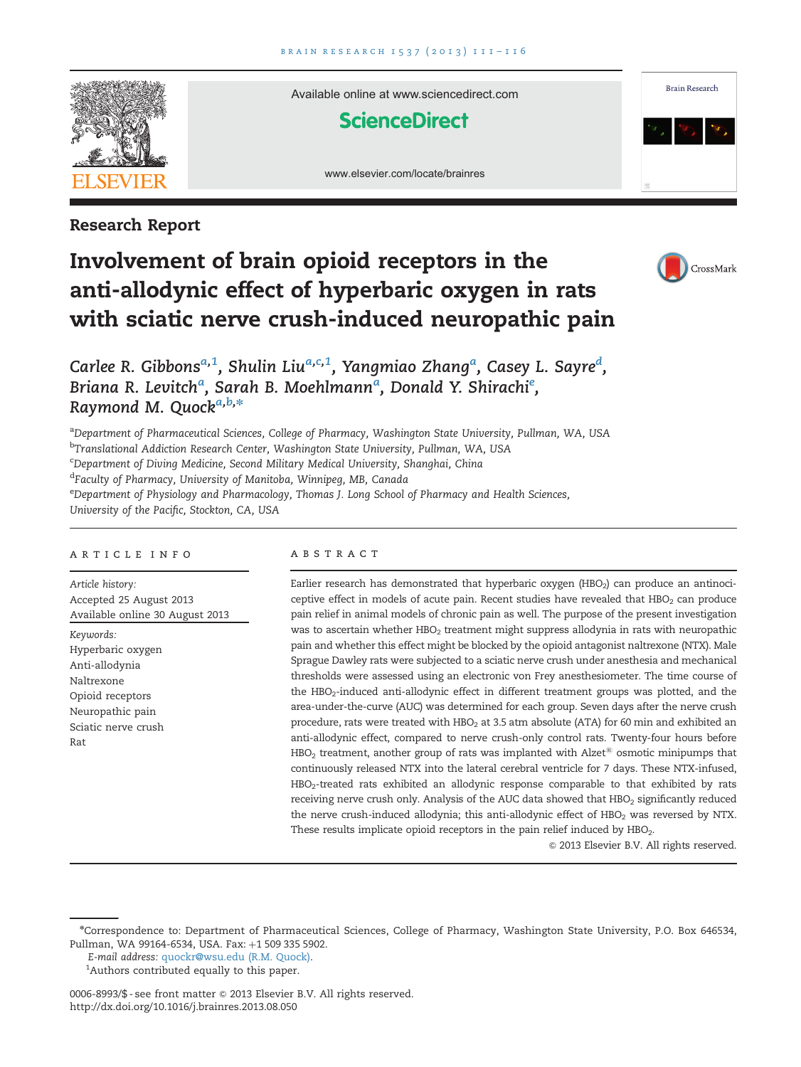Research Report

# Involvement of brain opioid receptors in the anti-allodynic effect of hyperbaric oxygen in rats with sciatic nerve crush-induced neuropathic pain

*Carlee R. Gibbons*[a,1], *Shulin Liu*[a,c,1], *Yangmiao Zhang*[a], *Casey L. Sayre*[d], *Briana R. Levitch*[a], *Sarah B. Moehlmann*[a], *Donald Y. Shirachi*[e], *Raymond M. Quock*[a,b,*]

[a]*Department of Pharmaceutical Sciences, College of Pharmacy, Washington State University, Pullman, WA, USA*
[b]*Translational Addiction Research Center, Washington State University, Pullman, WA, USA*
[c]*Department of Diving Medicine, Second Military Medical University, Shanghai, China*
[d]*Faculty of Pharmacy, University of Manitoba, Winnipeg, MB, Canada*
[e]*Department of Physiology and Pharmacology, Thomas J. Long School of Pharmacy and Health Sciences, University of the Pacific, Stockton, CA, USA*

## ARTICLE INFO

*Article history:*
Accepted 25 August 2013
Available online 30 August 2013

*Keywords:*
Hyperbaric oxygen
Anti-allodynia
Naltrexone
Opioid receptors
Neuropathic pain
Sciatic nerve crush
Rat

## ABSTRACT

Earlier research has demonstrated that hyperbaric oxygen ($HBO_2$) can produce an antinociceptive effect in models of acute pain. Recent studies have revealed that $HBO_2$ can produce pain relief in animal models of chronic pain as well. The purpose of the present investigation was to ascertain whether $HBO_2$ treatment might suppress allodynia in rats with neuropathic pain and whether this effect might be blocked by the opioid antagonist naltrexone (NTX). Male Sprague Dawley rats were subjected to a sciatic nerve crush under anesthesia and mechanical thresholds were assessed using an electronic von Frey anesthesiometer. The time course of the $HBO_2$-induced anti-allodynic effect in different treatment groups was plotted, and the area-under-the-curve (AUC) was determined for each group. Seven days after the nerve crush procedure, rats were treated with $HBO_2$ at 3.5 atm absolute (ATA) for 60 min and exhibited an anti-allodynic effect, compared to nerve crush-only control rats. Twenty-four hours before $HBO_2$ treatment, another group of rats was implanted with Alzet® osmotic minipumps that continuously released NTX into the lateral cerebral ventricle for 7 days. These NTX-infused, $HBO_2$-treated rats exhibited an allodynic response comparable to that exhibited by rats receiving nerve crush only. Analysis of the AUC data showed that $HBO_2$ significantly reduced the nerve crush-induced allodynia; this anti-allodynic effect of $HBO_2$ was reversed by NTX. These results implicate opioid receptors in the pain relief induced by $HBO_2$.

© 2013 Elsevier B.V. All rights reserved.

---

*Correspondence to: Department of Pharmaceutical Sciences, College of Pharmacy, Washington State University, P.O. Box 646534, Pullman, WA 99164-6534, USA. Fax: +1 509 335 5902.
*E-mail address:* quockr@wsu.edu (R.M. Quock).
[1]Authors contributed equally to this paper.

0006-8993/$ - see front matter © 2013 Elsevier B.V. All rights reserved.
http://dx.doi.org/10.1016/j.brainres.2013.08.050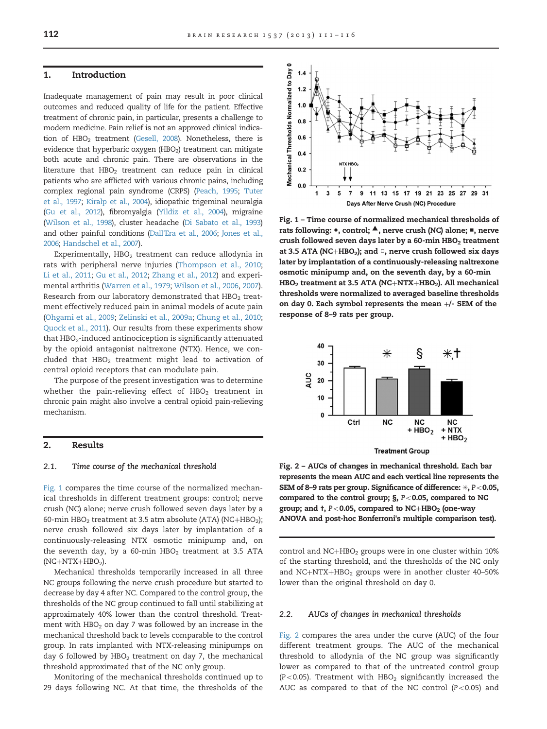## 1. Introduction

Inadequate management of pain may result in poor clinical outcomes and reduced quality of life for the patient. Effective treatment of chronic pain, in particular, presents a challenge to modern medicine. Pain relief is not an approved clinical indication of $HBO_2$ treatment (Gesell, 2008). Nonetheless, there is evidence that hyperbaric oxygen ($HBO_2$) treatment can mitigate both acute and chronic pain. There are observations in the literature that $HBO_2$ treatment can reduce pain in clinical patients who are afflicted with various chronic pains, including complex regional pain syndrome (CRPS) (Peach, 1995; Tuter et al., 1997; Kiralp et al., 2004), idiopathic trigeminal neuralgia (Gu et al., 2012), fibromyalgia (Yildiz et al., 2004), migraine (Wilson et al., 1998), cluster headache (Di Sabato et al., 1993) and other painful conditions (Dall'Era et al., 2006; Jones et al., 2006; Handschel et al., 2007).

Experimentally, $HBO_2$ treatment can reduce allodynia in rats with peripheral nerve injuries (Thompson et al., 2010; Li et al., 2011; Gu et al., 2012; Zhang et al., 2012) and experimental arthritis (Warren et al., 1979; Wilson et al., 2006, 2007). Research from our laboratory demonstrated that $HBO_2$ treatment effectively reduced pain in animal models of acute pain (Ohgami et al., 2009; Zelinski et al., 2009a; Chung et al., 2010; Quock et al., 2011). Our results from these experiments show that $HBO_2$-induced antinociception is significantly attenuated by the opioid antagonist naltrexone (NTX). Hence, we concluded that $HBO_2$ treatment might lead to activation of central opioid receptors that can modulate pain.

The purpose of the present investigation was to determine whether the pain-relieving effect of $HBO_2$ treatment in chronic pain might also involve a central opioid pain-relieving mechanism.

## 2. Results

### 2.1. Time course of the mechanical threshold

Fig. 1 compares the time course of the normalized mechanical thresholds in different treatment groups: control; nerve crush (NC) alone; nerve crush followed seven days later by a 60-min $HBO_2$ treatment at 3.5 atm absolute (ATA) (NC+$HBO_2$); nerve crush followed six days later by implantation of a continuously-releasing NTX osmotic minipump and, on the seventh day, by a 60-min $HBO_2$ treatment at 3.5 ATA (NC+NTX+$HBO_2$).

Mechanical thresholds temporarily increased in all three NC groups following the nerve crush procedure but started to decrease by day 4 after NC. Compared to the control group, the thresholds of the NC group continued to fall until stabilizing at approximately 40% lower than the control threshold. Treatment with $HBO_2$ on day 7 was followed by an increase in the mechanical threshold back to levels comparable to the control group. In rats implanted with NTX-releasing minipumps on day 6 followed by $HBO_2$ treatment on day 7, the mechanical threshold approximated that of the NC only group.

Monitoring of the mechanical thresholds continued up to 29 days following NC. At that time, the thresholds of the control and NC+$HBO_2$ groups were in one cluster within 10% of the starting threshold, and the thresholds of the NC only and NC+NTX+$HBO_2$ groups were in another cluster 40–50% lower than the original threshold on day 0.

**Fig. 1 – Time course of normalized mechanical thresholds of rats following: •, control; ▲, nerve crush (NC) alone; ■, nerve crush followed seven days later by a 60-min $HBO_2$ treatment at 3.5 ATA (NC+$HBO_2$); and □, nerve crush followed six days later by implantation of a continuously-releasing naltrexone osmotic minipump and, on the seventh day, by a 60-min $HBO_2$ treatment at 3.5 ATA (NC+NTX+$HBO_2$). All mechanical thresholds were normalized to averaged baseline thresholds on day 0. Each symbol represents the mean +/- SEM of the response of 8–9 rats per group.**

**Fig. 2 – AUCs of changes in mechanical threshold. Each bar represents the mean AUC and each vertical line represents the SEM of 8–9 rats per group. Significance of difference: ✳, $P<0.05$, compared to the control group; §, $P<0.05$, compared to NC group; and †, $P<0.05$, compared to NC+$HBO_2$ (one-way ANOVA and post-hoc Bonferroni's multiple comparison test).**

### 2.2. AUCs of changes in mechanical thresholds

Fig. 2 compares the area under the curve (AUC) of the four different treatment groups. The AUC of the mechanical threshold to allodynia of the NC group was significantly lower as compared to that of the untreated control group ($P<0.05$). Treatment with $HBO_2$ significantly increased the AUC as compared to that of the NC control ($P<0.05$) and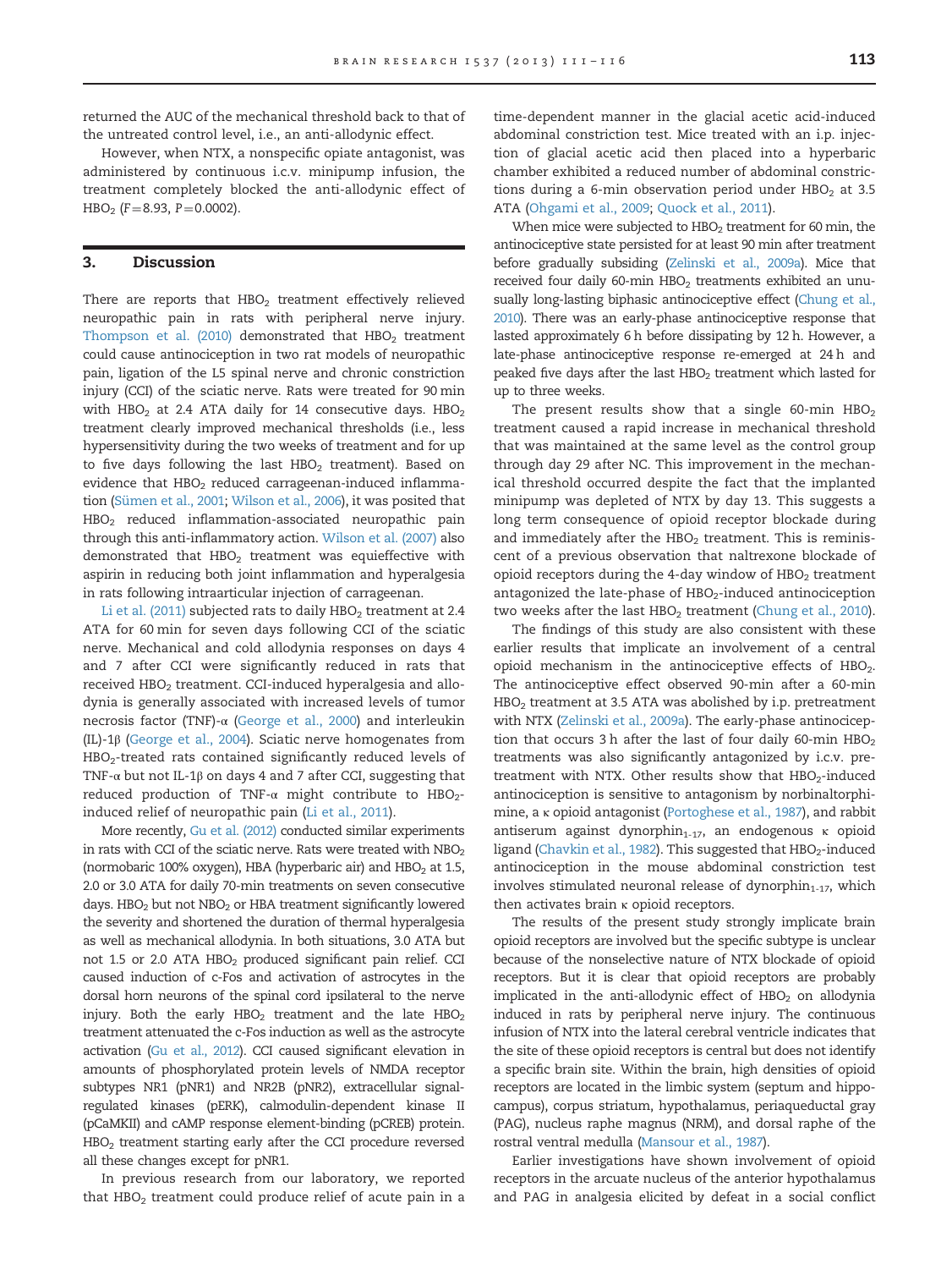returned the AUC of the mechanical threshold back to that of the untreated control level, i.e., an anti-allodynic effect.

However, when NTX, a nonspecific opiate antagonist, was administered by continuous i.c.v. minipump infusion, the treatment completely blocked the anti-allodynic effect of $HBO_2$ ($F=8.93$, $P=0.0002$).

## 3. Discussion

There are reports that $HBO_2$ treatment effectively relieved neuropathic pain in rats with peripheral nerve injury. Thompson et al. (2010) demonstrated that $HBO_2$ treatment could cause antinociception in two rat models of neuropathic pain, ligation of the L5 spinal nerve and chronic constriction injury (CCI) of the sciatic nerve. Rats were treated for 90 min with $HBO_2$ at 2.4 ATA daily for 14 consecutive days. $HBO_2$ treatment clearly improved mechanical thresholds (i.e., less hypersensitivity during the two weeks of treatment and for up to five days following the last $HBO_2$ treatment). Based on evidence that $HBO_2$ reduced carrageenan-induced inflammation (Sümen et al., 2001; Wilson et al., 2006), it was posited that $HBO_2$ reduced inflammation-associated neuropathic pain through this anti-inflammatory action. Wilson et al. (2007) also demonstrated that $HBO_2$ treatment was equieffective with aspirin in reducing both joint inflammation and hyperalgesia in rats following intraarticular injection of carrageenan.

Li et al. (2011) subjected rats to daily $HBO_2$ treatment at 2.4 ATA for 60 min for seven days following CCI of the sciatic nerve. Mechanical and cold allodynia responses on days 4 and 7 after CCI were significantly reduced in rats that received $HBO_2$ treatment. CCI-induced hyperalgesia and allodynia is generally associated with increased levels of tumor necrosis factor (TNF)-α (George et al., 2000) and interleukin (IL)-1β (George et al., 2004). Sciatic nerve homogenates from $HBO_2$-treated rats contained significantly reduced levels of TNF-α but not IL-1β on days 4 and 7 after CCI, suggesting that reduced production of TNF-α might contribute to $HBO_2$-induced relief of neuropathic pain (Li et al., 2011).

More recently, Gu et al. (2012) conducted similar experiments in rats with CCI of the sciatic nerve. Rats were treated with $NBO_2$ (normobaric 100% oxygen), HBA (hyperbaric air) and $HBO_2$ at 1.5, 2.0 or 3.0 ATA for daily 70-min treatments on seven consecutive days. $HBO_2$ but not $NBO_2$ or HBA treatment significantly lowered the severity and shortened the duration of thermal hyperalgesia as well as mechanical allodynia. In both situations, 3.0 ATA but not 1.5 or 2.0 ATA $HBO_2$ produced significant pain relief. CCI caused induction of c-Fos and activation of astrocytes in the dorsal horn neurons of the spinal cord ipsilateral to the nerve injury. Both the early $HBO_2$ treatment and the late $HBO_2$ treatment attenuated the c-Fos induction as well as the astrocyte activation (Gu et al., 2012). CCI caused significant elevation in amounts of phosphorylated protein levels of NMDA receptor subtypes NR1 (pNR1) and NR2B (pNR2), extracellular signal-regulated kinases (pERK), calmodulin-dependent kinase II (pCaMKII) and cAMP response element-binding (pCREB) protein. $HBO_2$ treatment starting early after the CCI procedure reversed all these changes except for pNR1.

In previous research from our laboratory, we reported that $HBO_2$ treatment could produce relief of acute pain in a time-dependent manner in the glacial acetic acid-induced abdominal constriction test. Mice treated with an i.p. injection of glacial acetic acid then placed into a hyperbaric chamber exhibited a reduced number of abdominal constrictions during a 6-min observation period under $HBO_2$ at 3.5 ATA (Ohgami et al., 2009; Quock et al., 2011).

When mice were subjected to $HBO_2$ treatment for 60 min, the antinociceptive state persisted for at least 90 min after treatment before gradually subsiding (Zelinski et al., 2009a). Mice that received four daily 60-min $HBO_2$ treatments exhibited an unusually long-lasting biphasic antinociceptive effect (Chung et al., 2010). There was an early-phase antinociceptive response that lasted approximately 6 h before dissipating by 12 h. However, a late-phase antinociceptive response re-emerged at 24 h and peaked five days after the last $HBO_2$ treatment which lasted for up to three weeks.

The present results show that a single 60-min $HBO_2$ treatment caused a rapid increase in mechanical threshold that was maintained at the same level as the control group through day 29 after NC. This improvement in the mechanical threshold occurred despite the fact that the implanted minipump was depleted of NTX by day 13. This suggests a long term consequence of opioid receptor blockade during and immediately after the $HBO_2$ treatment. This is reminiscent of a previous observation that naltrexone blockade of opioid receptors during the 4-day window of $HBO_2$ treatment antagonized the late-phase of $HBO_2$-induced antinociception two weeks after the last $HBO_2$ treatment (Chung et al., 2010).

The findings of this study are also consistent with these earlier results that implicate an involvement of a central opioid mechanism in the antinociceptive effects of $HBO_2$. The antinociceptive effect observed 90-min after a 60-min $HBO_2$ treatment at 3.5 ATA was abolished by i.p. pretreatment with NTX (Zelinski et al., 2009a). The early-phase antinociception that occurs 3 h after the last of four daily 60-min $HBO_2$ treatments was also significantly antagonized by i.c.v. pretreatment with NTX. Other results show that $HBO_2$-induced antinociception is sensitive to antagonism by norbinaltorphimine, a κ opioid antagonist (Portoghese et al., 1987), and rabbit antiserum against dynorphin$_{1\text{-}17}$, an endogenous κ opioid ligand (Chavkin et al., 1982). This suggested that $HBO_2$-induced antinociception in the mouse abdominal constriction test involves stimulated neuronal release of dynorphin$_{1\text{-}17}$, which then activates brain κ opioid receptors.

The results of the present study strongly implicate brain opioid receptors are involved but the specific subtype is unclear because of the nonselective nature of NTX blockade of opioid receptors. But it is clear that opioid receptors are probably implicated in the anti-allodynic effect of $HBO_2$ on allodynia induced in rats by peripheral nerve injury. The continuous infusion of NTX into the lateral cerebral ventricle indicates that the site of these opioid receptors is central but does not identify a specific brain site. Within the brain, high densities of opioid receptors are located in the limbic system (septum and hippocampus), corpus striatum, hypothalamus, periaqueductal gray (PAG), nucleus raphe magnus (NRM), and dorsal raphe of the rostral ventral medulla (Mansour et al., 1987).

Earlier investigations have shown involvement of opioid receptors in the arcuate nucleus of the anterior hypothalamus and PAG in analgesia elicited by defeat in a social conflict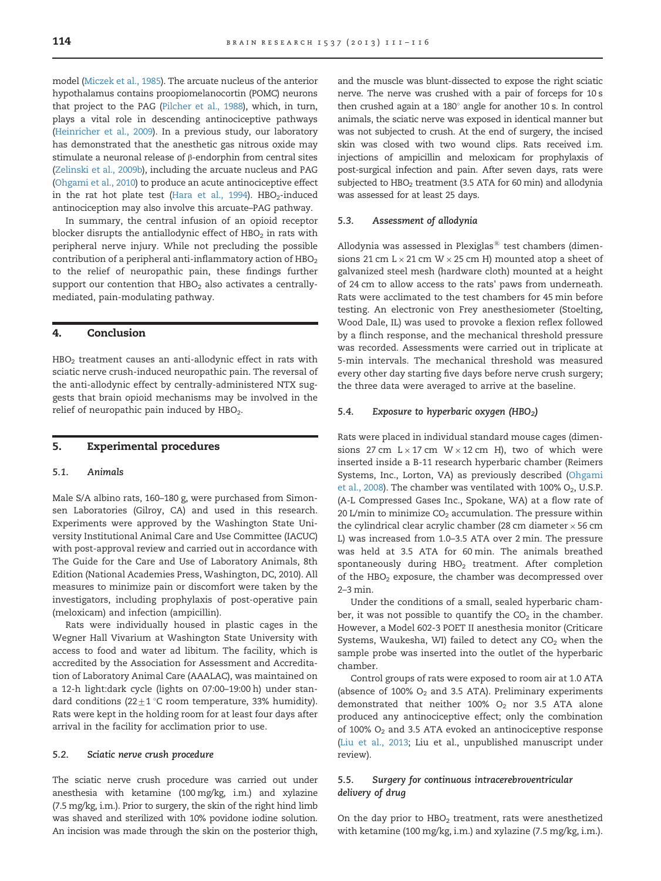model (Miczek et al., 1985). The arcuate nucleus of the anterior hypothalamus contains proopiomelanocortin (POMC) neurons that project to the PAG (Pilcher et al., 1988), which, in turn, plays a vital role in descending antinociceptive pathways (Heinricher et al., 2009). In a previous study, our laboratory has demonstrated that the anesthetic gas nitrous oxide may stimulate a neuronal release of β-endorphin from central sites (Zelinski et al., 2009b), including the arcuate nucleus and PAG (Ohgami et al., 2010) to produce an acute antinociceptive effect in the rat hot plate test (Hara et al., 1994). $HBO_2$-induced antinociception may also involve this arcuate–PAG pathway.

In summary, the central infusion of an opioid receptor blocker disrupts the antiallodynic effect of $HBO_2$ in rats with peripheral nerve injury. While not precluding the possible contribution of a peripheral anti-inflammatory action of $HBO_2$ to the relief of neuropathic pain, these findings further support our contention that $HBO_2$ also activates a centrally-mediated, pain-modulating pathway.

## 4. Conclusion

$HBO_2$ treatment causes an anti-allodynic effect in rats with sciatic nerve crush-induced neuropathic pain. The reversal of the anti-allodynic effect by centrally-administered NTX suggests that brain opioid mechanisms may be involved in the relief of neuropathic pain induced by $HBO_2$.

## 5. Experimental procedures

### 5.1. Animals

Male S/A albino rats, 160–180 g, were purchased from Simonsen Laboratories (Gilroy, CA) and used in this research. Experiments were approved by the Washington State University Institutional Animal Care and Use Committee (IACUC) with post-approval review and carried out in accordance with The Guide for the Care and Use of Laboratory Animals, 8th Edition (National Academies Press, Washington, DC, 2010). All measures to minimize pain or discomfort were taken by the investigators, including prophylaxis of post-operative pain (meloxicam) and infection (ampicillin).

Rats were individually housed in plastic cages in the Wegner Hall Vivarium at Washington State University with access to food and water ad libitum. The facility, which is accredited by the Association for Assessment and Accreditation of Laboratory Animal Care (AAALAC), was maintained on a 12-h light:dark cycle (lights on 07:00–19:00 h) under standard conditions (22±1 °C room temperature, 33% humidity). Rats were kept in the holding room for at least four days after arrival in the facility for acclimation prior to use.

### 5.2. Sciatic nerve crush procedure

The sciatic nerve crush procedure was carried out under anesthesia with ketamine (100 mg/kg, i.m.) and xylazine (7.5 mg/kg, i.m.). Prior to surgery, the skin of the right hind limb was shaved and sterilized with 10% povidone iodine solution. An incision was made through the skin on the posterior thigh, and the muscle was blunt-dissected to expose the right sciatic nerve. The nerve was crushed with a pair of forceps for 10 s then crushed again at a 180° angle for another 10 s. In control animals, the sciatic nerve was exposed in identical manner but was not subjected to crush. At the end of surgery, the incised skin was closed with two wound clips. Rats received i.m. injections of ampicillin and meloxicam for prophylaxis of post-surgical infection and pain. After seven days, rats were subjected to $HBO_2$ treatment (3.5 ATA for 60 min) and allodynia was assessed for at least 25 days.

### 5.3. Assessment of allodynia

Allodynia was assessed in Plexiglas® test chambers (dimensions 21 cm L × 21 cm W × 25 cm H) mounted atop a sheet of galvanized steel mesh (hardware cloth) mounted at a height of 24 cm to allow access to the rats' paws from underneath. Rats were acclimated to the test chambers for 45 min before testing. An electronic von Frey anesthesiometer (Stoelting, Wood Dale, IL) was used to provoke a flexion reflex followed by a flinch response, and the mechanical threshold pressure was recorded. Assessments were carried out in triplicate at 5-min intervals. The mechanical threshold was measured every other day starting five days before nerve crush surgery; the three data were averaged to arrive at the baseline.

### 5.4. Exposure to hyperbaric oxygen ($HBO_2$)

Rats were placed in individual standard mouse cages (dimensions 27 cm L × 17 cm W × 12 cm H), two of which were inserted inside a B-11 research hyperbaric chamber (Reimers Systems, Inc., Lorton, VA) as previously described (Ohgami et al., 2008). The chamber was ventilated with 100% $O_2$, U.S.P. (A-L Compressed Gases Inc., Spokane, WA) at a flow rate of 20 L/min to minimize $CO_2$ accumulation. The pressure within the cylindrical clear acrylic chamber (28 cm diameter × 56 cm L) was increased from 1.0–3.5 ATA over 2 min. The pressure was held at 3.5 ATA for 60 min. The animals breathed spontaneously during $HBO_2$ treatment. After completion of the $HBO_2$ exposure, the chamber was decompressed over 2–3 min.

Under the conditions of a small, sealed hyperbaric chamber, it was not possible to quantify the $CO_2$ in the chamber. However, a Model 602-3 POET II anesthesia monitor (Criticare Systems, Waukesha, WI) failed to detect any $CO_2$ when the sample probe was inserted into the outlet of the hyperbaric chamber.

Control groups of rats were exposed to room air at 1.0 ATA (absence of 100% $O_2$ and 3.5 ATA). Preliminary experiments demonstrated that neither 100% $O_2$ nor 3.5 ATA alone produced any antinociceptive effect; only the combination of 100% $O_2$ and 3.5 ATA evoked an antinociceptive response (Liu et al., 2013; Liu et al., unpublished manuscript under review).

### 5.5. Surgery for continuous intracerebroventricular delivery of drug

On the day prior to $HBO_2$ treatment, rats were anesthetized with ketamine (100 mg/kg, i.m.) and xylazine (7.5 mg/kg, i.m.).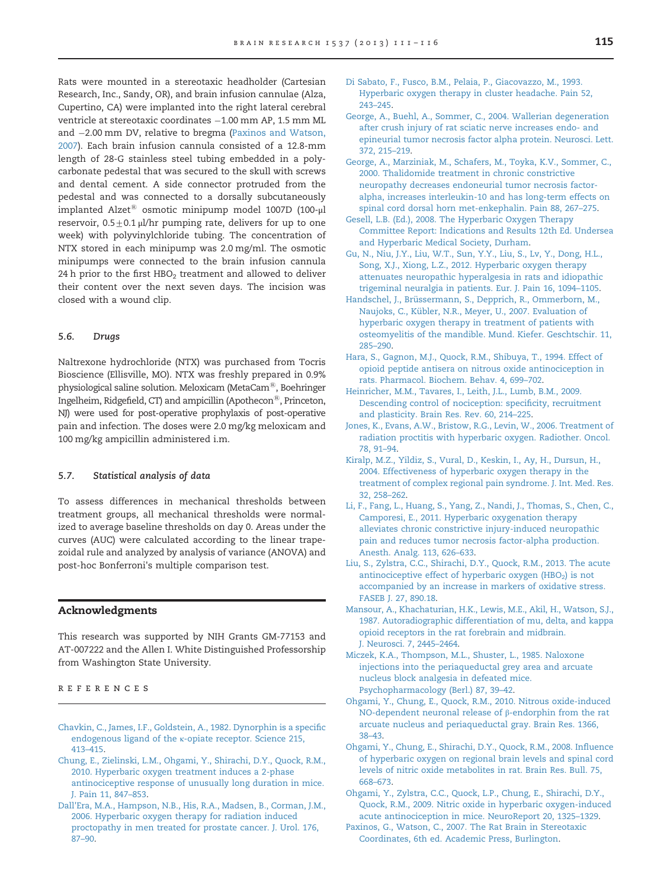Rats were mounted in a stereotaxic headholder (Cartesian Research, Inc., Sandy, OR), and brain infusion cannulae (Alza, Cupertino, CA) were implanted into the right lateral cerebral ventricle at stereotaxic coordinates −1.00 mm AP, 1.5 mm ML and −2.00 mm DV, relative to bregma (Paxinos and Watson, 2007). Each brain infusion cannula consisted of a 12.8-mm length of 28-G stainless steel tubing embedded in a polycarbonate pedestal that was secured to the skull with screws and dental cement. A side connector protruded from the pedestal and was connected to a dorsally subcutaneously implanted Alzet® osmotic minipump model 1007D (100-μl reservoir, $0.5 \pm 0.1$ μl/hr pumping rate, delivers for up to one week) with polyvinylchloride tubing. The concentration of NTX stored in each minipump was 2.0 mg/ml. The osmotic minipumps were connected to the brain infusion cannula 24 h prior to the first $HBO_2$ treatment and allowed to deliver their content over the next seven days. The incision was closed with a wound clip.

### 5.6. *Drugs*

Naltrexone hydrochloride (NTX) was purchased from Tocris Bioscience (Ellisville, MO). NTX was freshly prepared in 0.9% physiological saline solution. Meloxicam (MetaCam®, Boehringer Ingelheim, Ridgefield, CT) and ampicillin (Apothecon®, Princeton, NJ) were used for post-operative prophylaxis of post-operative pain and infection. The doses were 2.0 mg/kg meloxicam and 100 mg/kg ampicillin administered i.m.

### 5.7. *Statistical analysis of data*

To assess differences in mechanical thresholds between treatment groups, all mechanical thresholds were normalized to average baseline thresholds on day 0. Areas under the curves (AUC) were calculated according to the linear trapezoidal rule and analyzed by analysis of variance (ANOVA) and post-hoc Bonferroni's multiple comparison test.

## Acknowledgments

This research was supported by NIH Grants GM-77153 and AT-007222 and the Allen I. White Distinguished Professorship from Washington State University.

## REFERENCES

Chavkin, C., James, I.F., Goldstein, A., 1982. Dynorphin is a specific endogenous ligand of the κ-opiate receptor. Science 215, 413–415.

Chung, E., Zielinski, L.M., Ohgami, Y., Shirachi, D.Y., Quock, R.M., 2010. Hyperbaric oxygen treatment induces a 2-phase antinociceptive response of unusually long duration in mice. J. Pain 11, 847–853.

Dall'Era, M.A., Hampson, N.B., His, R.A., Madsen, B., Corman, J.M., 2006. Hyperbaric oxygen therapy for radiation induced proctopathy in men treated for prostate cancer. J. Urol. 176, 87–90.

Di Sabato, F., Fusco, B.M., Pelaia, P., Giacovazzo, M., 1993. Hyperbaric oxygen therapy in cluster headache. Pain 52, 243–245.

George, A., Buehl, A., Sommer, C., 2004. Wallerian degeneration after crush injury of rat sciatic nerve increases endo- and epineurial tumor necrosis factor alpha protein. Neurosci. Lett. 372, 215–219.

George, A., Marziniak, M., Schafers, M., Toyka, K.V., Sommer, C., 2000. Thalidomide treatment in chronic constrictive neuropathy decreases endoneurial tumor necrosis factor-alpha, increases interleukin-10 and has long-term effects on spinal cord dorsal horn met-enkephalin. Pain 88, 267–275.

Gesell, L.B. (Ed.), 2008. The Hyperbaric Oxygen Therapy Committee Report: Indications and Results 12th Ed. Undersea and Hyperbaric Medical Society, Durham.

Gu, N., Niu, J.Y., Liu, W.T., Sun, Y.Y., Liu, S., Lv, Y., Dong, H.L., Song, X.J., Xiong, L.Z., 2012. Hyperbaric oxygen therapy attenuates neuropathic hyperalgesia in rats and idiopathic trigeminal neuralgia in patients. Eur. J. Pain 16, 1094–1105.

Handschel, J., Brüssermann, S., Depprich, R., Ommerborn, M., Naujoks, C., Kübler, N.R., Meyer, U., 2007. Evaluation of hyperbaric oxygen therapy in treatment of patients with osteomyelitis of the mandible. Mund. Kiefer. Geschtschir. 11, 285–290.

Hara, S., Gagnon, M.J., Quock, R.M., Shibuya, T., 1994. Effect of opioid peptide antisera on nitrous oxide antinociception in rats. Pharmacol. Biochem. Behav. 4, 699–702.

Heinricher, M.M., Tavares, I., Leith, J.L., Lumb, B.M., 2009. Descending control of nociception: specificity, recruitment and plasticity. Brain Res. Rev. 60, 214–225.

Jones, K., Evans, A.W., Bristow, R.G., Levin, W., 2006. Treatment of radiation proctitis with hyperbaric oxygen. Radiother. Oncol. 78, 91–94.

Kiralp, M.Z., Yildiz, S., Vural, D., Keskin, I., Ay, H., Dursun, H., 2004. Effectiveness of hyperbaric oxygen therapy in the treatment of complex regional pain syndrome. J. Int. Med. Res. 32, 258–262.

Li, F., Fang, L., Huang, S., Yang, Z., Nandi, J., Thomas, S., Chen, C., Camporesi, E., 2011. Hyperbaric oxygenation therapy alleviates chronic constrictive injury-induced neuropathic pain and reduces tumor necrosis factor-alpha production. Anesth. Analg. 113, 626–633.

Liu, S., Zylstra, C.C., Shirachi, D.Y., Quock, R.M., 2013. The acute antinociceptive effect of hyperbaric oxygen ($HBO_2$) is not accompanied by an increase in markers of oxidative stress. FASEB J. 27, 890.18.

Mansour, A., Khachaturian, H.K., Lewis, M.E., Akil, H., Watson, S.J., 1987. Autoradiographic differentiation of mu, delta, and kappa opioid receptors in the rat forebrain and midbrain. J. Neurosci. 7, 2445–2464.

Miczek, K.A., Thompson, M.L., Shuster, L., 1985. Naloxone injections into the periaqueductal grey area and arcuate nucleus block analgesia in defeated mice. Psychopharmacology (Berl.) 87, 39–42.

Ohgami, Y., Chung, E., Quock, R.M., 2010. Nitrous oxide-induced NO-dependent neuronal release of β-endorphin from the rat arcuate nucleus and periaqueductal gray. Brain Res. 1366, 38–43.

Ohgami, Y., Chung, E., Shirachi, D.Y., Quock, R.M., 2008. Influence of hyperbaric oxygen on regional brain levels and spinal cord levels of nitric oxide metabolites in rat. Brain Res. Bull. 75, 668–673.

Ohgami, Y., Zylstra, C.C., Quock, L.P., Chung, E., Shirachi, D.Y., Quock, R.M., 2009. Nitric oxide in hyperbaric oxygen-induced acute antinociception in mice. NeuroReport 20, 1325–1329.

Paxinos, G., Watson, C., 2007. The Rat Brain in Stereotaxic Coordinates, 6th ed. Academic Press, Burlington.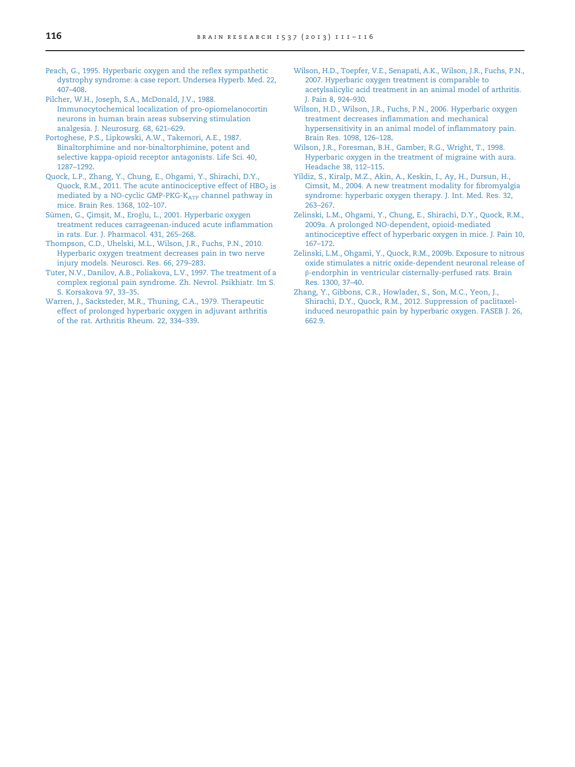Peach, G., 1995. Hyperbaric oxygen and the reflex sympathetic dystrophy syndrome: a case report. Undersea Hyperb. Med. 22, 407–408.

Pilcher, W.H., Joseph, S.A., McDonald, J.V., 1988. Immunocytochemical localization of pro-opiomelanocortin neurons in human brain areas subserving stimulation analgesia. J. Neurosurg. 68, 621–629.

Portoghese, P.S., Lipkowski, A.W., Takemori, A.E., 1987. Binaltorphimine and nor-binaltorphimine, potent and selective kappa-opioid receptor antagonists. Life Sci. 40, 1287–1292.

Quock, L.P., Zhang, Y., Chung, E., Ohgami, Y., Shirachi, D.Y., Quock, R.M., 2011. The acute antinociceptive effect of $HBO_2$ is mediated by a NO-cyclic GMP-PKG-$K_{ATP}$ channel pathway in mice. Brain Res. 1368, 102–107.

Sümen, G., Çimşit, M., Eroğlu, L., 2001. Hyperbaric oxygen treatment reduces carrageenan-induced acute inflammation in rats. Eur. J. Pharmacol. 431, 265–268.

Thompson, C.D., Uhelski, M.L., Wilson, J.R., Fuchs, P.N., 2010. Hyperbaric oxygen treatment decreases pain in two nerve injury models. Neurosci. Res. 66, 279–283.

Tuter, N.V., Danilov, A.B., Poliakova, L.V., 1997. The treatment of a complex regional pain syndrome. Zh. Nevrol. Psikhiatr. Im S. S. Korsakova 97, 33–35.

Warren, J., Sacksteder, M.R., Thuning, C.A., 1979. Therapeutic effect of prolonged hyperbaric oxygen in adjuvant arthritis of the rat. Arthritis Rheum. 22, 334–339.

Wilson, H.D., Toepfer, V.E., Senapati, A.K., Wilson, J.R., Fuchs, P.N., 2007. Hyperbaric oxygen treatment is comparable to acetylsalicylic acid treatment in an animal model of arthritis. J. Pain 8, 924–930.

Wilson, H.D., Wilson, J.R., Fuchs, P.N., 2006. Hyperbaric oxygen treatment decreases inflammation and mechanical hypersensitivity in an animal model of inflammatory pain. Brain Res. 1098, 126–128.

Wilson, J.R., Foresman, B.H., Gamber, R.G., Wright, T., 1998. Hyperbaric oxygen in the treatment of migraine with aura. Headache 38, 112–115.

Yildiz, S., Kiralp, M.Z., Akin, A., Keskin, I., Ay, H., Dursun, H., Cimsit, M., 2004. A new treatment modality for fibromyalgia syndrome: hyperbaric oxygen therapy. J. Int. Med. Res. 32, 263–267.

Zelinski, L.M., Ohgami, Y., Chung, E., Shirachi, D.Y., Quock, R.M., 2009a. A prolonged NO-dependent, opioid-mediated antinociceptive effect of hyperbaric oxygen in mice. J. Pain 10, 167–172.

Zelinski, L.M., Ohgami, Y., Quock, R.M., 2009b. Exposure to nitrous oxide stimulates a nitric oxide-dependent neuronal release of β-endorphin in ventricular cisternally-perfused rats. Brain Res. 1300, 37–40.

Zhang, Y., Gibbons, C.R., Howlader, S., Son, M.C., Yeon, J., Shirachi, D.Y., Quock, R.M., 2012. Suppression of paclitaxel-induced neuropathic pain by hyperbaric oxygen. FASEB J. 26, 662.9.